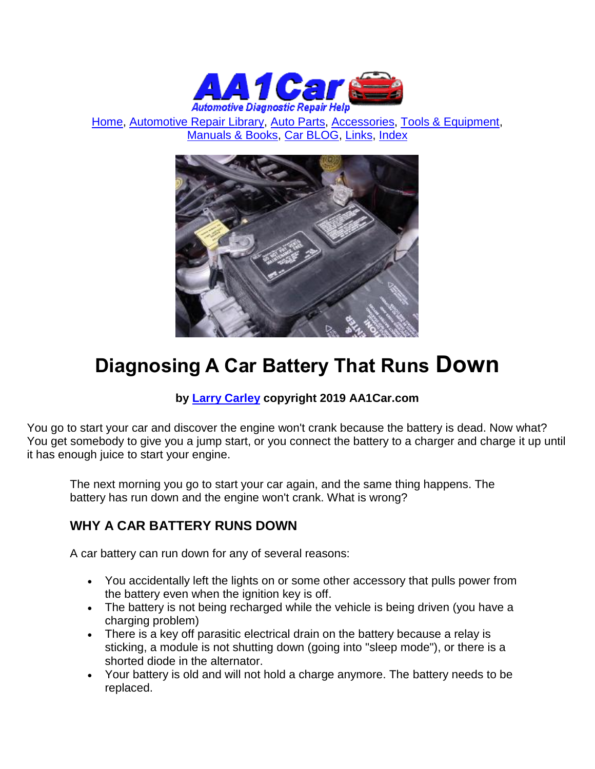Home, Automotive Repair Library, Auto Parts, Accessories, Tools & Equipment, Manuals & Books, Car BLOG, Links, Index

# Diagnosing A Car Battery That Runs Down

**by Larry Carley copyright 2019 AA1Car.com**

You go to start your car and discover the engine won't crank because the battery is dead. Now what? You get somebody to give you a jump start, or you connect the battery to a charger and charge it up until it has enough juice to start your engine.

The next morning you go to start your car again, and the same thing happens. The battery has run down and the engine won't crank. What is wrong?

## WHY A CAR BATTERY RUNS DOWN

A car battery can run down for any of several reasons:

- You accidentally left the lights on or some other accessory that pulls power from the battery even when the ignition key is off.
- The battery is not being recharged while the vehicle is being driven (you have a charging problem)
- There is a key off parasitic electrical drain on the battery because a relay is sticking, a module is not shutting down (going into "sleep mode"), or there is a shorted diode in the alternator.
- Your battery is old and will not hold a charge anymore. The battery needs to be replaced.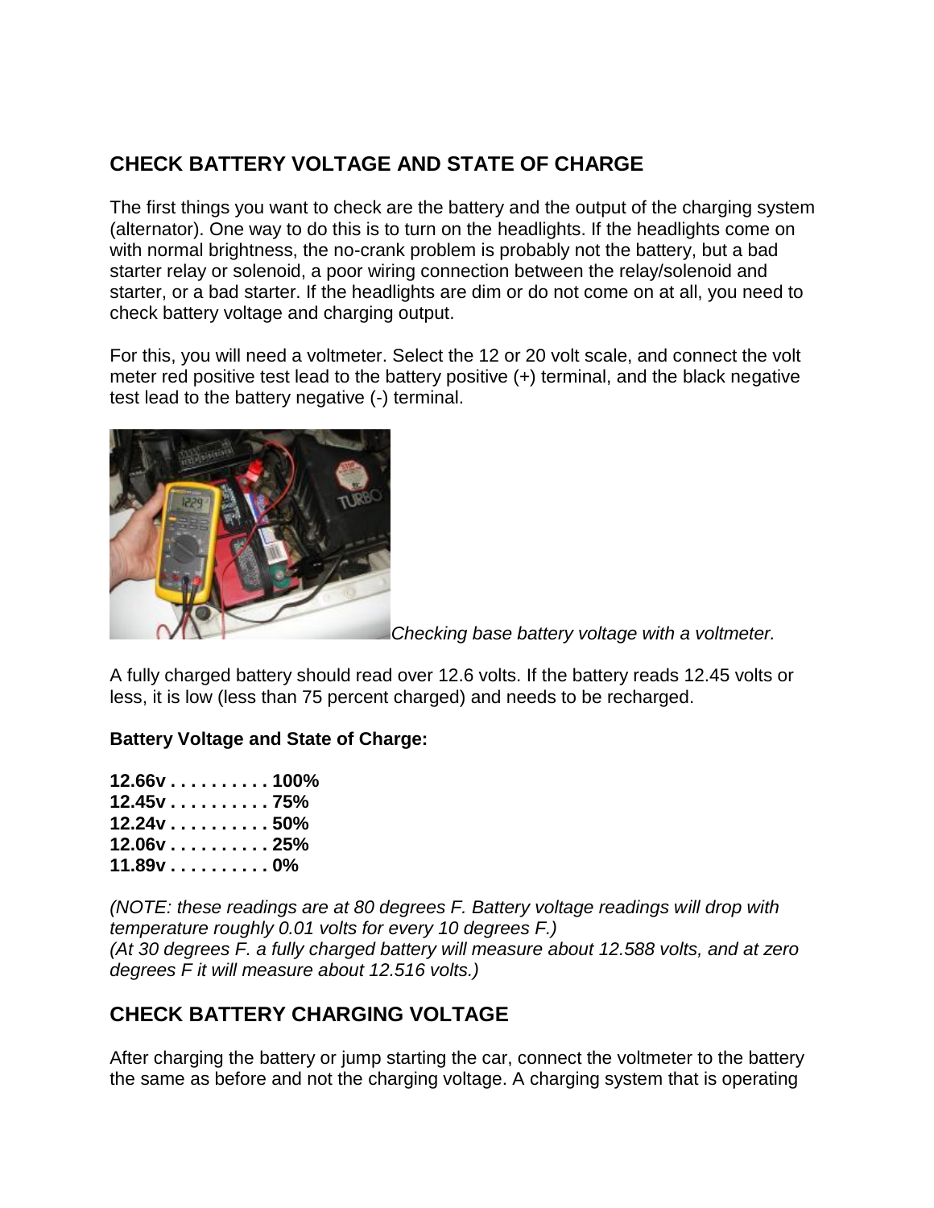## CHECK BATTERY VOLTAGE AND STATE OF CHARGE

The first things you want to check are the battery and the output of the charging system (alternator). One way to do this is to turn on the headlights. If the headlights come on with normal brightness, the no-crank problem is probably not the battery, but a bad starter relay or solenoid, a poor wiring connection between the relay/solenoid and starter, or a bad starter. If the headlights are dim or do not come on at all, you need to check battery voltage and charging output.

For this, you will need a voltmeter. Select the 12 or 20 volt scale, and connect the volt meter red positive test lead to the battery positive (+) terminal, and the black negative test lead to the battery negative (-) terminal.

*Checking base battery voltage with a voltmeter.*

A fully charged battery should read over 12.6 volts. If the battery reads 12.45 volts or less, it is low (less than 75 percent charged) and needs to be recharged.

**Battery Voltage and State of Charge:**

**12.66v . . . . . . . . . . 100%**
**12.45v . . . . . . . . . . 75%**
**12.24v . . . . . . . . . . 50%**
**12.06v . . . . . . . . . . 25%**
**11.89v . . . . . . . . . . 0%**

*(NOTE: these readings are at 80 degrees F. Battery voltage readings will drop with temperature roughly 0.01 volts for every 10 degrees F.)*
*(At 30 degrees F. a fully charged battery will measure about 12.588 volts, and at zero degrees F it will measure about 12.516 volts.)*

## CHECK BATTERY CHARGING VOLTAGE

After charging the battery or jump starting the car, connect the voltmeter to the battery the same as before and not the charging voltage. A charging system that is operating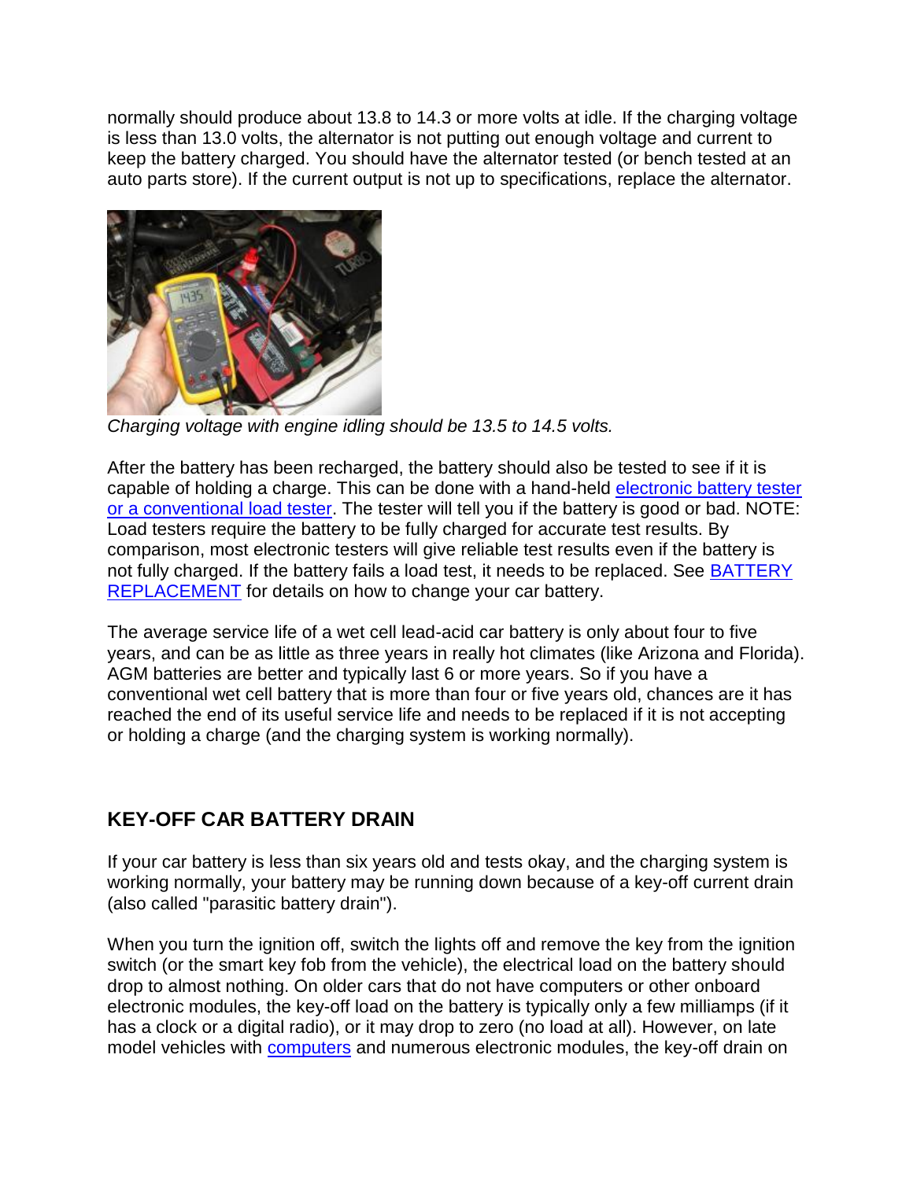normally should produce about 13.8 to 14.3 or more volts at idle. If the charging voltage is less than 13.0 volts, the alternator is not putting out enough voltage and current to keep the battery charged. You should have the alternator tested (or bench tested at an auto parts store). If the current output is not up to specifications, replace the alternator.

*Charging voltage with engine idling should be 13.5 to 14.5 volts.*

After the battery has been recharged, the battery should also be tested to see if it is capable of holding a charge. This can be done with a hand-held [electronic battery tester or a conventional load tester](). The tester will tell you if the battery is good or bad. NOTE: Load testers require the battery to be fully charged for accurate test results. By comparison, most electronic testers will give reliable test results even if the battery is not fully charged. If the battery fails a load test, it needs to be replaced. See [BATTERY REPLACEMENT]() for details on how to change your car battery.

The average service life of a wet cell lead-acid car battery is only about four to five years, and can be as little as three years in really hot climates (like Arizona and Florida). AGM batteries are better and typically last 6 or more years. So if you have a conventional wet cell battery that is more than four or five years old, chances are it has reached the end of its useful service life and needs to be replaced if it is not accepting or holding a charge (and the charging system is working normally).

## KEY-OFF CAR BATTERY DRAIN

If your car battery is less than six years old and tests okay, and the charging system is working normally, your battery may be running down because of a key-off current drain (also called "parasitic battery drain").

When you turn the ignition off, switch the lights off and remove the key from the ignition switch (or the smart key fob from the vehicle), the electrical load on the battery should drop to almost nothing. On older cars that do not have computers or other onboard electronic modules, the key-off load on the battery is typically only a few milliamps (if it has a clock or a digital radio), or it may drop to zero (no load at all). However, on late model vehicles with [computers]() and numerous electronic modules, the key-off drain on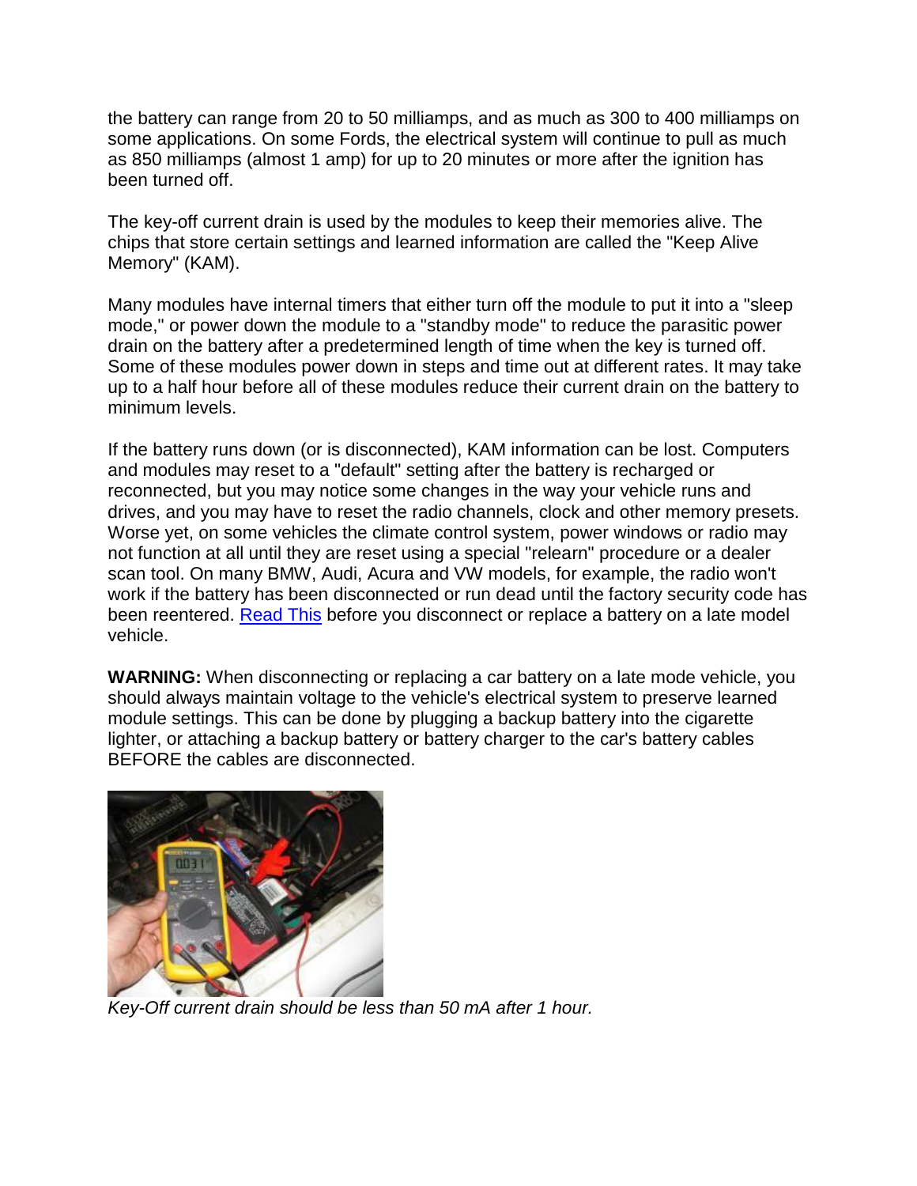the battery can range from 20 to 50 milliamps, and as much as 300 to 400 milliamps on some applications. On some Fords, the electrical system will continue to pull as much as 850 milliamps (almost 1 amp) for up to 20 minutes or more after the ignition has been turned off.

The key-off current drain is used by the modules to keep their memories alive. The chips that store certain settings and learned information are called the "Keep Alive Memory" (KAM).

Many modules have internal timers that either turn off the module to put it into a "sleep mode," or power down the module to a "standby mode" to reduce the parasitic power drain on the battery after a predetermined length of time when the key is turned off. Some of these modules power down in steps and time out at different rates. It may take up to a half hour before all of these modules reduce their current drain on the battery to minimum levels.

If the battery runs down (or is disconnected), KAM information can be lost. Computers and modules may reset to a "default" setting after the battery is recharged or reconnected, but you may notice some changes in the way your vehicle runs and drives, and you may have to reset the radio channels, clock and other memory presets. Worse yet, on some vehicles the climate control system, power windows or radio may not function at all until they are reset using a special "relearn" procedure or a dealer scan tool. On many BMW, Audi, Acura and VW models, for example, the radio won't work if the battery has been disconnected or run dead until the factory security code has been reentered. Read This before you disconnect or replace a battery on a late model vehicle.

**WARNING:** When disconnecting or replacing a car battery on a late mode vehicle, you should always maintain voltage to the vehicle's electrical system to preserve learned module settings. This can be done by plugging a backup battery into the cigarette lighter, or attaching a backup battery or battery charger to the car's battery cables BEFORE the cables are disconnected.

*Key-Off current drain should be less than 50 mA after 1 hour.*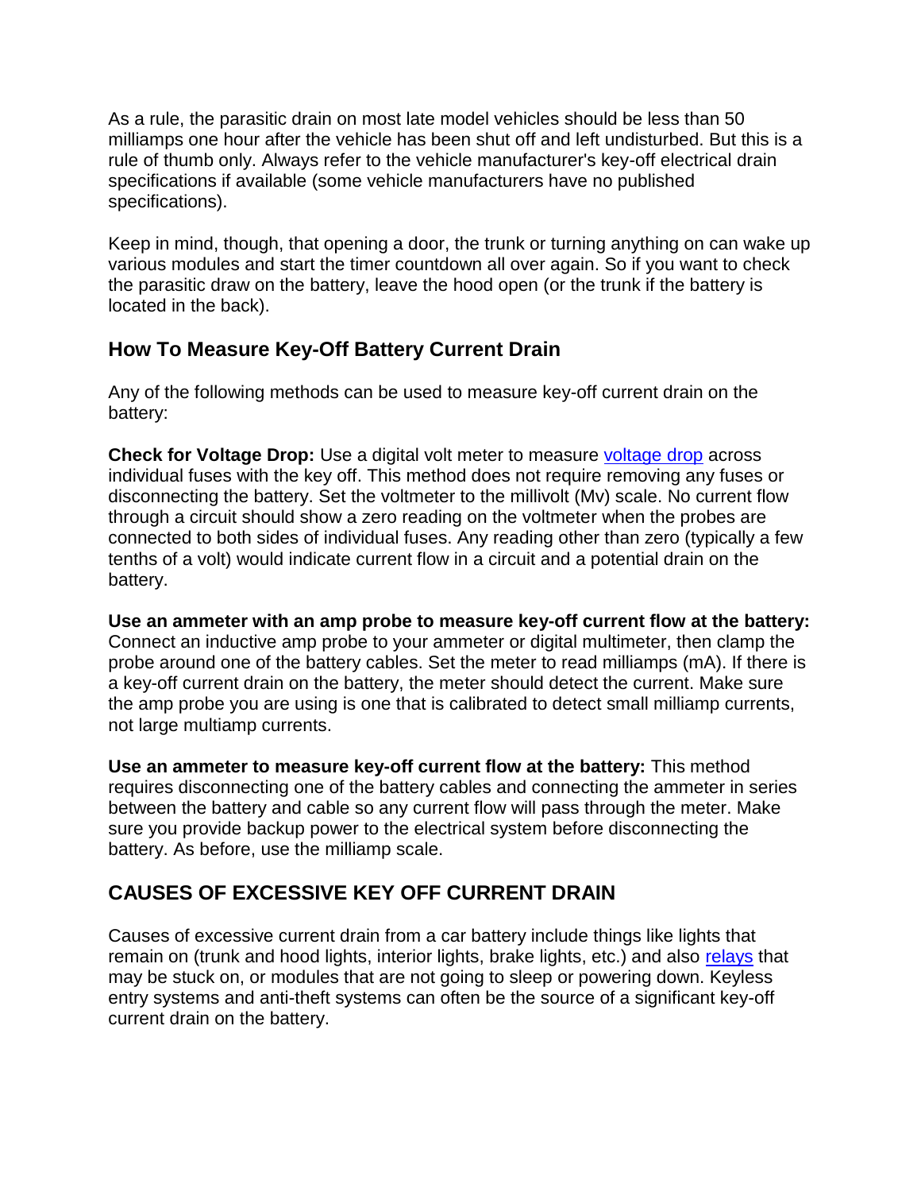As a rule, the parasitic drain on most late model vehicles should be less than 50 milliamps one hour after the vehicle has been shut off and left undisturbed. But this is a rule of thumb only. Always refer to the vehicle manufacturer's key-off electrical drain specifications if available (some vehicle manufacturers have no published specifications).

Keep in mind, though, that opening a door, the trunk or turning anything on can wake up various modules and start the timer countdown all over again. So if you want to check the parasitic draw on the battery, leave the hood open (or the trunk if the battery is located in the back).

## How To Measure Key-Off Battery Current Drain

Any of the following methods can be used to measure key-off current drain on the battery:

**Check for Voltage Drop:** Use a digital volt meter to measure voltage drop across individual fuses with the key off. This method does not require removing any fuses or disconnecting the battery. Set the voltmeter to the millivolt (Mv) scale. No current flow through a circuit should show a zero reading on the voltmeter when the probes are connected to both sides of individual fuses. Any reading other than zero (typically a few tenths of a volt) would indicate current flow in a circuit and a potential drain on the battery.

**Use an ammeter with an amp probe to measure key-off current flow at the battery:** Connect an inductive amp probe to your ammeter or digital multimeter, then clamp the probe around one of the battery cables. Set the meter to read milliamps (mA). If there is a key-off current drain on the battery, the meter should detect the current. Make sure the amp probe you are using is one that is calibrated to detect small milliamp currents, not large multiamp currents.

**Use an ammeter to measure key-off current flow at the battery:** This method requires disconnecting one of the battery cables and connecting the ammeter in series between the battery and cable so any current flow will pass through the meter. Make sure you provide backup power to the electrical system before disconnecting the battery. As before, use the milliamp scale.

## CAUSES OF EXCESSIVE KEY OFF CURRENT DRAIN

Causes of excessive current drain from a car battery include things like lights that remain on (trunk and hood lights, interior lights, brake lights, etc.) and also relays that may be stuck on, or modules that are not going to sleep or powering down. Keyless entry systems and anti-theft systems can often be the source of a significant key-off current drain on the battery.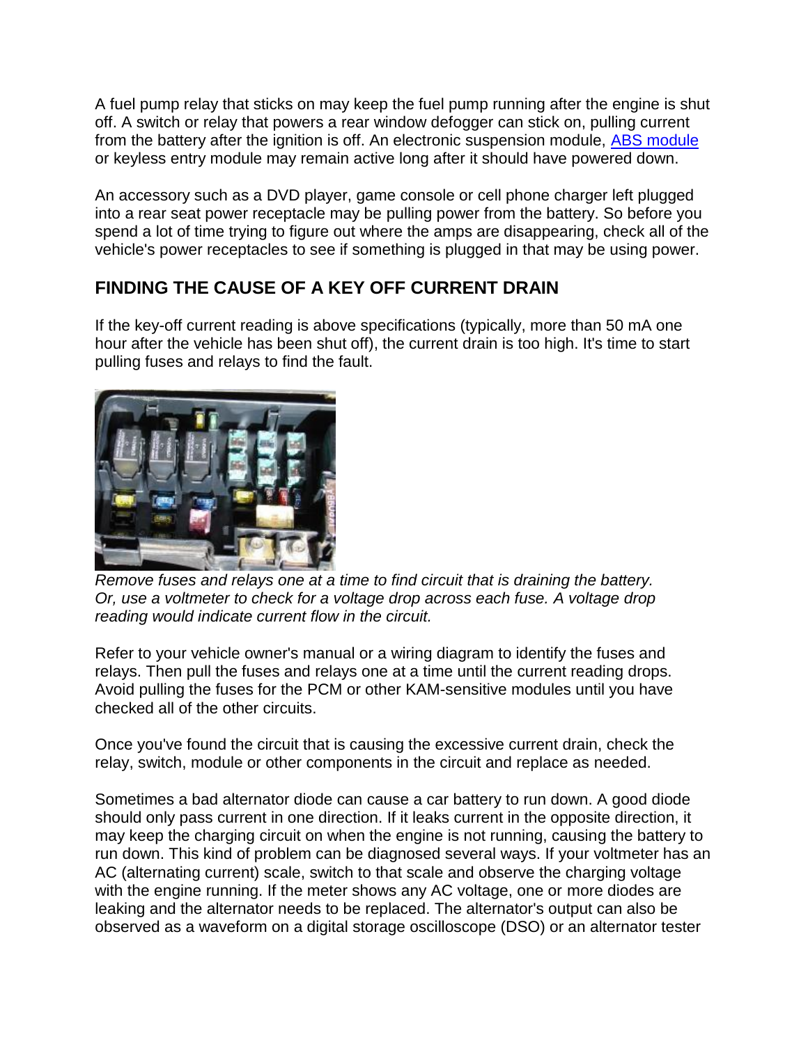A fuel pump relay that sticks on may keep the fuel pump running after the engine is shut off. A switch or relay that powers a rear window defogger can stick on, pulling current from the battery after the ignition is off. An electronic suspension module, [ABS module](ABS module) or keyless entry module may remain active long after it should have powered down.

An accessory such as a DVD player, game console or cell phone charger left plugged into a rear seat power receptacle may be pulling power from the battery. So before you spend a lot of time trying to figure out where the amps are disappearing, check all of the vehicle's power receptacles to see if something is plugged in that may be using power.

## FINDING THE CAUSE OF A KEY OFF CURRENT DRAIN

If the key-off current reading is above specifications (typically, more than 50 mA one hour after the vehicle has been shut off), the current drain is too high. It's time to start pulling fuses and relays to find the fault.

*Remove fuses and relays one at a time to find circuit that is draining the battery. Or, use a voltmeter to check for a voltage drop across each fuse. A voltage drop reading would indicate current flow in the circuit.*

Refer to your vehicle owner's manual or a wiring diagram to identify the fuses and relays. Then pull the fuses and relays one at a time until the current reading drops. Avoid pulling the fuses for the PCM or other KAM-sensitive modules until you have checked all of the other circuits.

Once you've found the circuit that is causing the excessive current drain, check the relay, switch, module or other components in the circuit and replace as needed.

Sometimes a bad alternator diode can cause a car battery to run down. A good diode should only pass current in one direction. If it leaks current in the opposite direction, it may keep the charging circuit on when the engine is not running, causing the battery to run down. This kind of problem can be diagnosed several ways. If your voltmeter has an AC (alternating current) scale, switch to that scale and observe the charging voltage with the engine running. If the meter shows any AC voltage, one or more diodes are leaking and the alternator needs to be replaced. The alternator's output can also be observed as a waveform on a digital storage oscilloscope (DSO) or an alternator tester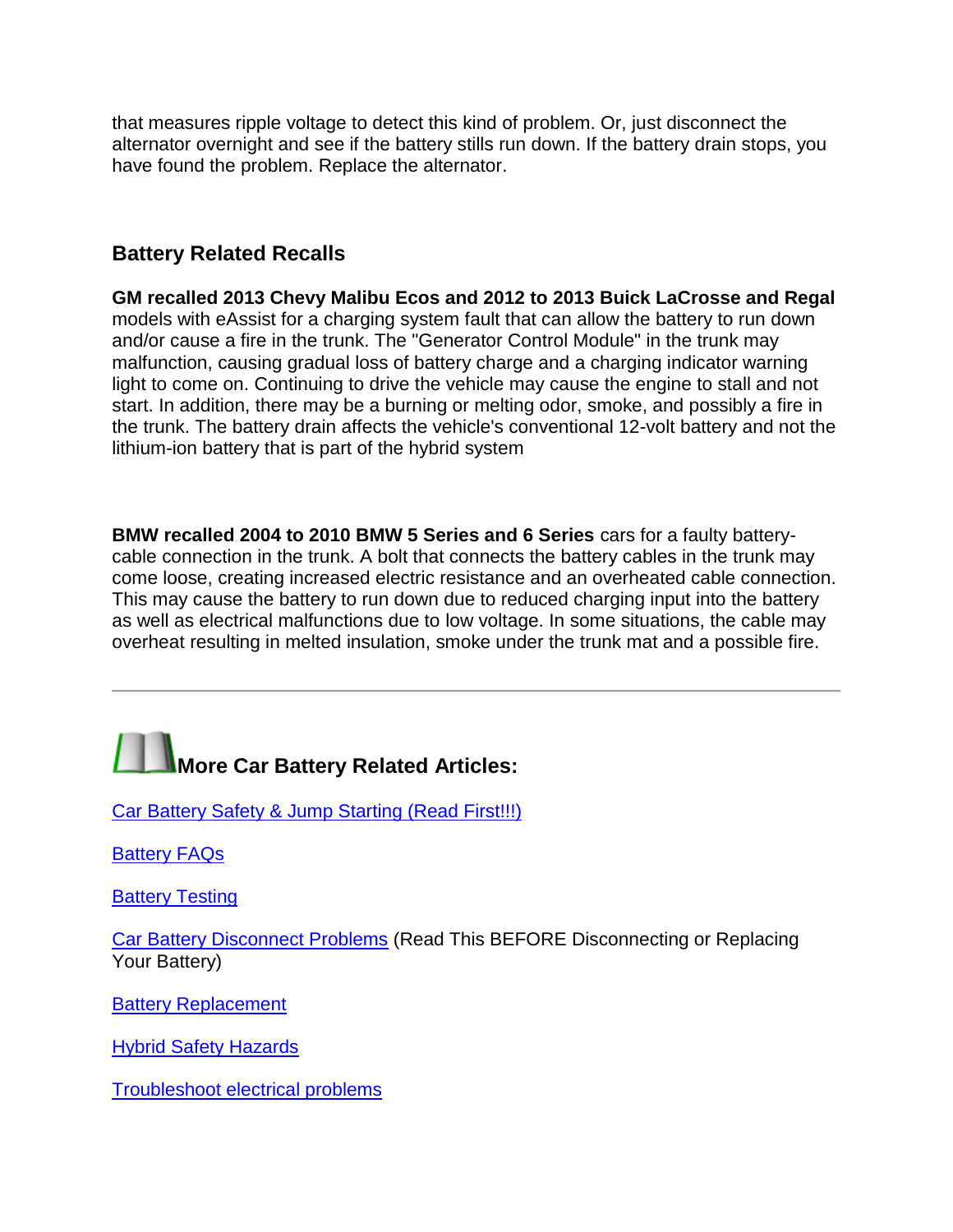that measures ripple voltage to detect this kind of problem. Or, just disconnect the alternator overnight and see if the battery stills runs down. If the battery drain stops, you have found the problem. Replace the alternator.

### Battery Related Recalls

**GM recalled 2013 Chevy Malibu Ecos and 2012 to 2013 Buick LaCrosse and Regal** models with eAssist for a charging system fault that can allow the battery to run down and/or cause a fire in the trunk. The "Generator Control Module" in the trunk may malfunction, causing gradual loss of battery charge and a charging indicator warning light to come on. Continuing to drive the vehicle may cause the engine to stall and not start. In addition, there may be a burning or melting odor, smoke, and possibly a fire in the trunk. The battery drain affects the vehicle's conventional 12-volt battery and not the lithium-ion battery that is part of the hybrid system

**BMW recalled 2004 to 2010 BMW 5 Series and 6 Series** cars for a faulty battery-cable connection in the trunk. A bolt that connects the battery cables in the trunk may come loose, creating increased electric resistance and an overheated cable connection. This may cause the battery to run down due to reduced charging input into the battery as well as electrical malfunctions due to low voltage. In some situations, the cable may overheat resulting in melted insulation, smoke under the trunk mat and a possible fire.

---

### More Car Battery Related Articles:

Car Battery Safety & Jump Starting (Read First!!!)

Battery FAQs

Battery Testing

Car Battery Disconnect Problems (Read This BEFORE Disconnecting or Replacing Your Battery)

Battery Replacement

Hybrid Safety Hazards

Troubleshoot electrical problems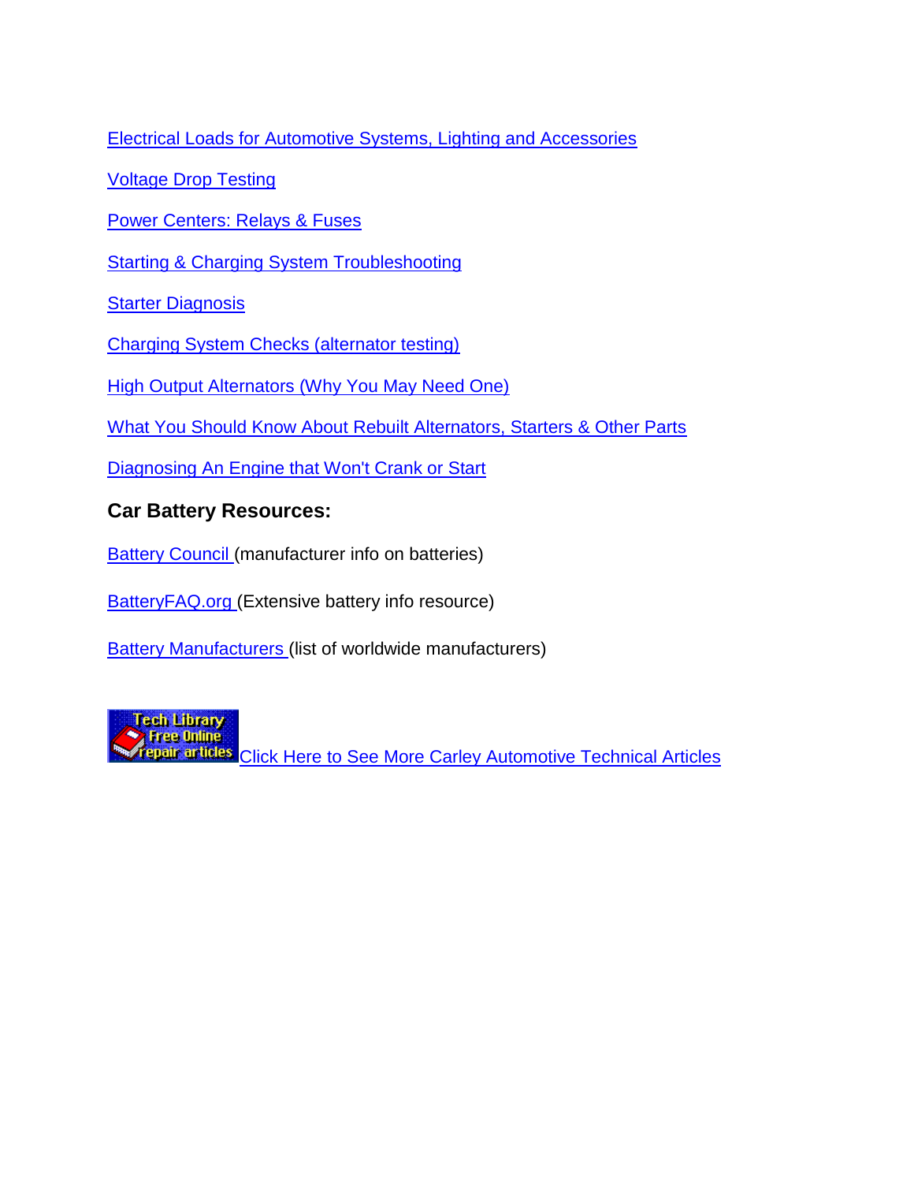Electrical Loads for Automotive Systems, Lighting and Accessories

Voltage Drop Testing

Power Centers: Relays & Fuses

Starting & Charging System Troubleshooting

Starter Diagnosis

Charging System Checks (alternator testing)

High Output Alternators (Why You May Need One)

What You Should Know About Rebuilt Alternators, Starters & Other Parts

Diagnosing An Engine that Won't Crank or Start

**Car Battery Resources:**

Battery Council (manufacturer info on batteries)

BatteryFAQ.org (Extensive battery info resource)

Battery Manufacturers (list of worldwide manufacturers)

Click Here to See More Carley Automotive Technical Articles